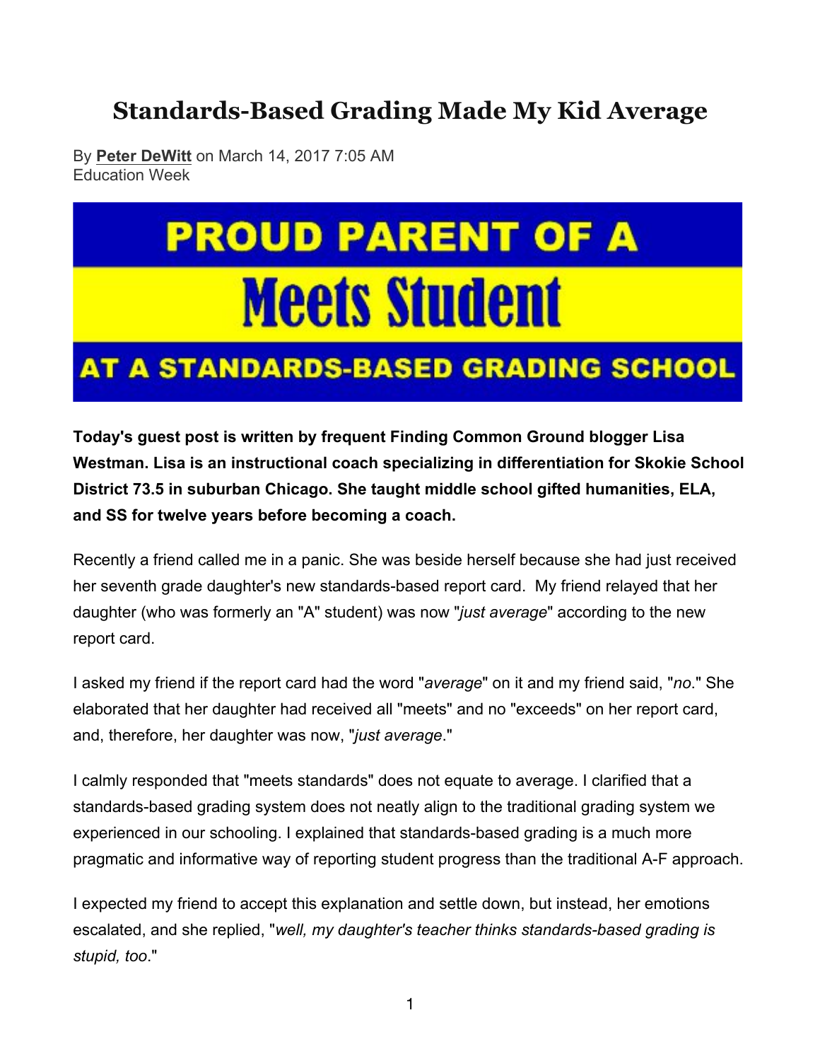# Standards-Based Grading Made My Kid Average

By **Peter DeWitt** on March 14, 2017 7:05 AM
Education Week

PROUD PARENT OF A

Meets Student

AT A STANDARDS-BASED GRADING SCHOOL

**Today's guest post is written by frequent Finding Common Ground blogger Lisa Westman. Lisa is an instructional coach specializing in differentiation for Skokie School District 73.5 in suburban Chicago. She taught middle school gifted humanities, ELA, and SS for twelve years before becoming a coach.**

Recently a friend called me in a panic. She was beside herself because she had just received her seventh grade daughter's new standards-based report card. My friend relayed that her daughter (who was formerly an "A" student) was now "*just average*" according to the new report card.

I asked my friend if the report card had the word "*average*" on it and my friend said, "*no*." She elaborated that her daughter had received all "meets" and no "exceeds" on her report card, and, therefore, her daughter was now, "*just average*."

I calmly responded that "meets standards" does not equate to average. I clarified that a standards-based grading system does not neatly align to the traditional grading system we experienced in our schooling. I explained that standards-based grading is a much more pragmatic and informative way of reporting student progress than the traditional A-F approach.

I expected my friend to accept this explanation and settle down, but instead, her emotions escalated, and she replied, "*well, my daughter's teacher thinks standards-based grading is stupid, too*."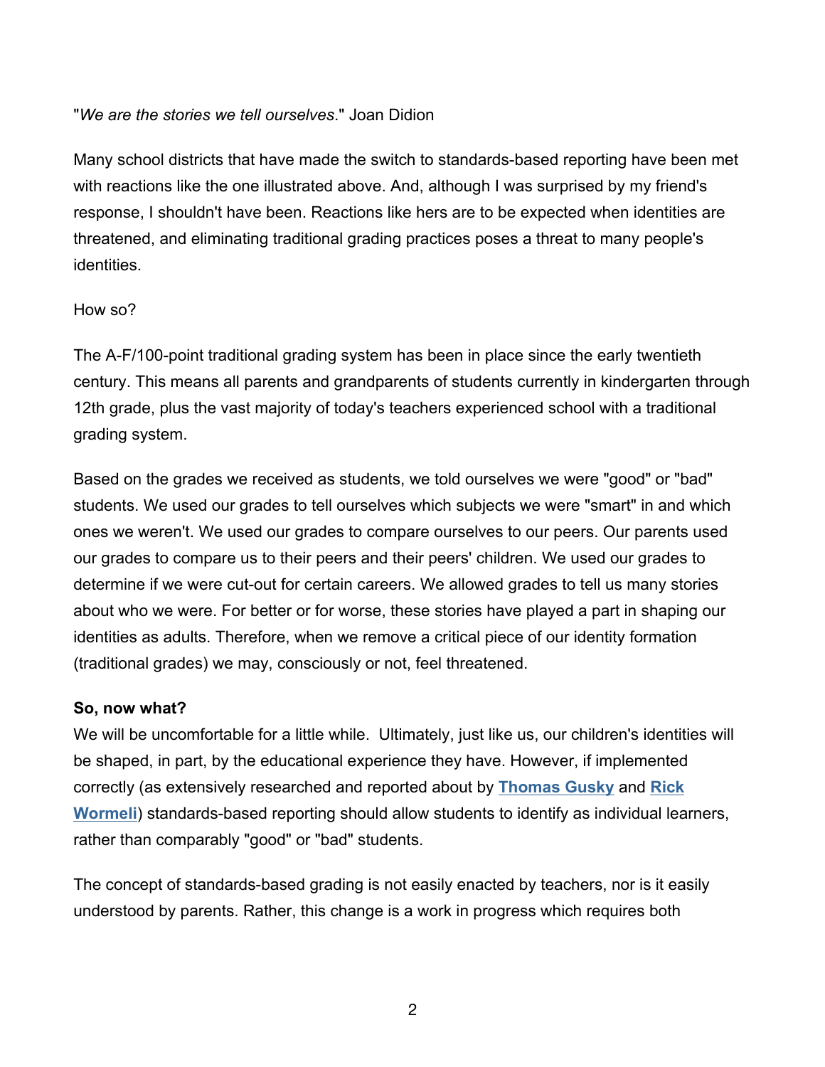"*We are the stories we tell ourselves*." Joan Didion

Many school districts that have made the switch to standards-based reporting have been met with reactions like the one illustrated above. And, although I was surprised by my friend's response, I shouldn't have been. Reactions like hers are to be expected when identities are threatened, and eliminating traditional grading practices poses a threat to many people's identities.

How so?

The A-F/100-point traditional grading system has been in place since the early twentieth century. This means all parents and grandparents of students currently in kindergarten through 12th grade, plus the vast majority of today's teachers experienced school with a traditional grading system.

Based on the grades we received as students, we told ourselves we were "good" or "bad" students. We used our grades to tell ourselves which subjects we were "smart" in and which ones we weren't. We used our grades to compare ourselves to our peers. Our parents used our grades to compare us to their peers and their peers' children. We used our grades to determine if we were cut-out for certain careers. We allowed grades to tell us many stories about who we were. For better or for worse, these stories have played a part in shaping our identities as adults. Therefore, when we remove a critical piece of our identity formation (traditional grades) we may, consciously or not, feel threatened.

**So, now what?**

We will be uncomfortable for a little while. Ultimately, just like us, our children's identities will be shaped, in part, by the educational experience they have. However, if implemented correctly (as extensively researched and reported about by **Thomas Gusky** and **Rick Wormeli**) standards-based reporting should allow students to identify as individual learners, rather than comparably "good" or "bad" students.

The concept of standards-based grading is not easily enacted by teachers, nor is it easily understood by parents. Rather, this change is a work in progress which requires both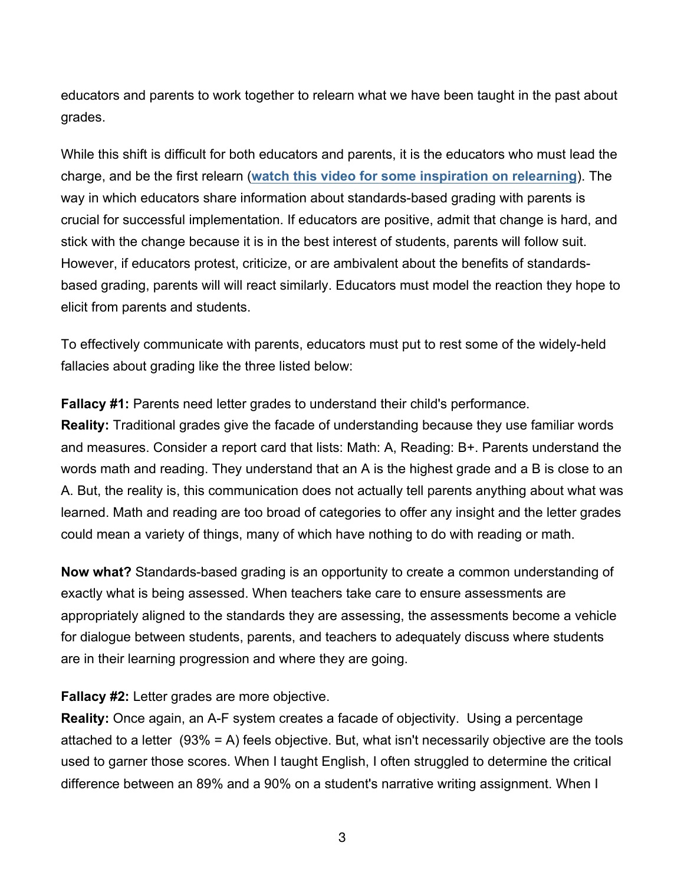educators and parents to work together to relearn what we have been taught in the past about grades.

While this shift is difficult for both educators and parents, it is the educators who must lead the charge, and be the first relearn (**watch this video for some inspiration on relearning**). The way in which educators share information about standards-based grading with parents is crucial for successful implementation. If educators are positive, admit that change is hard, and stick with the change because it is in the best interest of students, parents will follow suit. However, if educators protest, criticize, or are ambivalent about the benefits of standards-based grading, parents will will react similarly. Educators must model the reaction they hope to elicit from parents and students.

To effectively communicate with parents, educators must put to rest some of the widely-held fallacies about grading like the three listed below:

**Fallacy #1:** Parents need letter grades to understand their child's performance.
**Reality:** Traditional grades give the facade of understanding because they use familiar words and measures. Consider a report card that lists: Math: A, Reading: B+. Parents understand the words math and reading. They understand that an A is the highest grade and a B is close to an A. But, the reality is, this communication does not actually tell parents anything about what was learned. Math and reading are too broad of categories to offer any insight and the letter grades could mean a variety of things, many of which have nothing to do with reading or math.

**Now what?** Standards-based grading is an opportunity to create a common understanding of exactly what is being assessed. When teachers take care to ensure assessments are appropriately aligned to the standards they are assessing, the assessments become a vehicle for dialogue between students, parents, and teachers to adequately discuss where students are in their learning progression and where they are going.

**Fallacy #2:** Letter grades are more objective.
**Reality:** Once again, an A-F system creates a facade of objectivity. Using a percentage attached to a letter (93% = A) feels objective. But, what isn't necessarily objective are the tools used to garner those scores. When I taught English, I often struggled to determine the critical difference between an 89% and a 90% on a student's narrative writing assignment. When I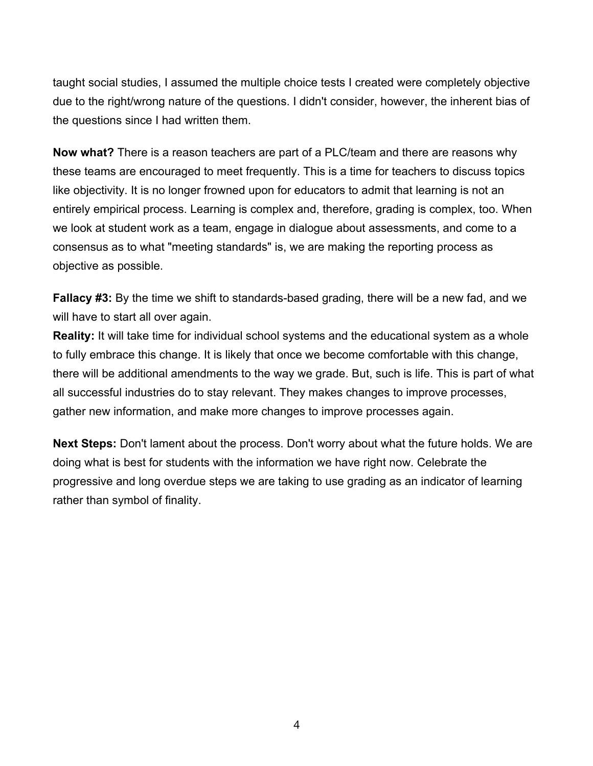taught social studies, I assumed the multiple choice tests I created were completely objective due to the right/wrong nature of the questions. I didn't consider, however, the inherent bias of the questions since I had written them.

**Now what?** There is a reason teachers are part of a PLC/team and there are reasons why these teams are encouraged to meet frequently. This is a time for teachers to discuss topics like objectivity. It is no longer frowned upon for educators to admit that learning is not an entirely empirical process. Learning is complex and, therefore, grading is complex, too. When we look at student work as a team, engage in dialogue about assessments, and come to a consensus as to what "meeting standards" is, we are making the reporting process as objective as possible.

**Fallacy #3:** By the time we shift to standards-based grading, there will be a new fad, and we will have to start all over again.
**Reality:** It will take time for individual school systems and the educational system as a whole to fully embrace this change. It is likely that once we become comfortable with this change, there will be additional amendments to the way we grade. But, such is life. This is part of what all successful industries do to stay relevant. They makes changes to improve processes, gather new information, and make more changes to improve processes again.

**Next Steps:** Don't lament about the process. Don't worry about what the future holds. We are doing what is best for students with the information we have right now. Celebrate the progressive and long overdue steps we are taking to use grading as an indicator of learning rather than symbol of finality.